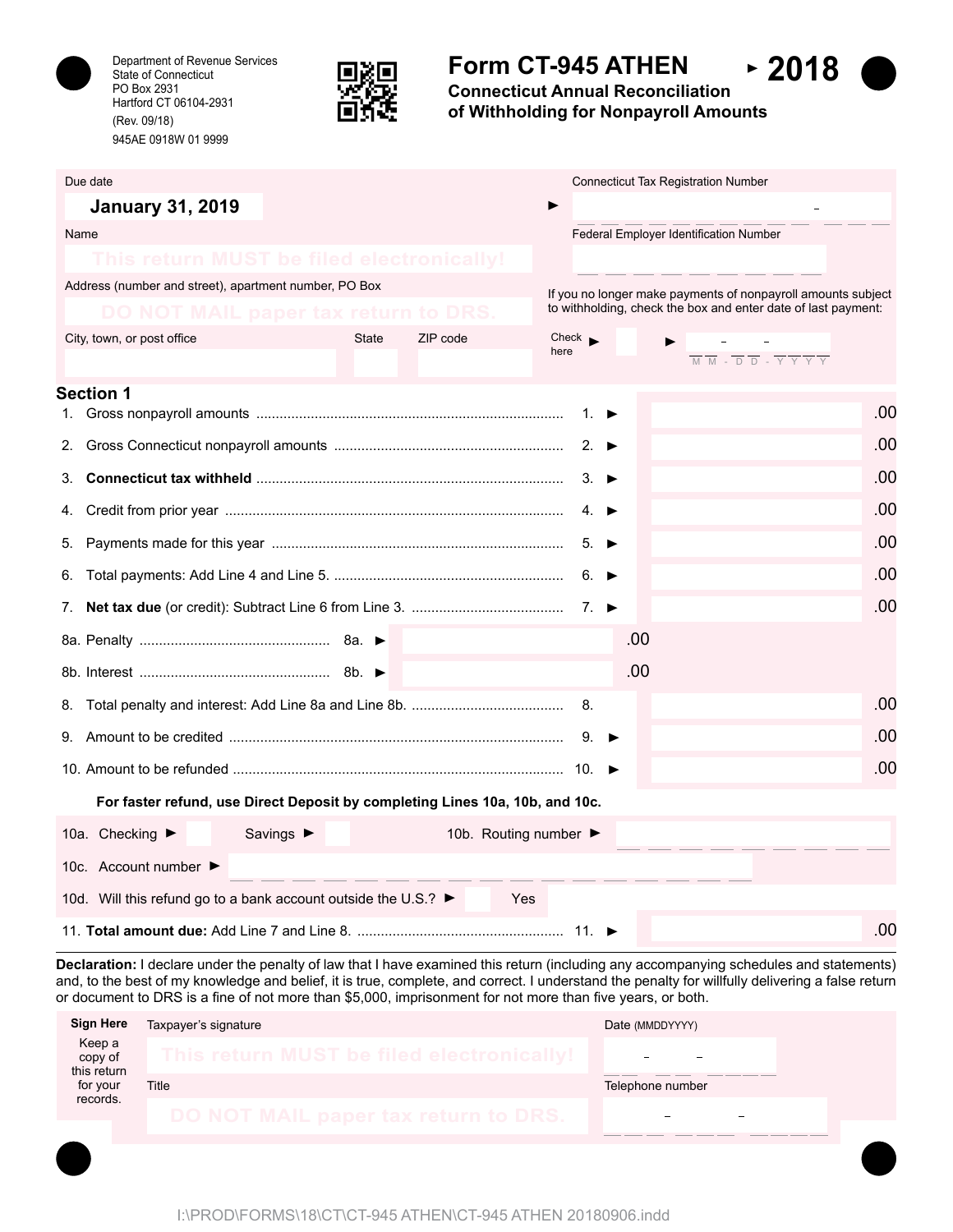Department of Revenue Services
State of Connecticut
PO Box 2931
Hartford CT 06104-2931
(Rev. 09/18)
945AE 0918W 01 9999

# Form CT-945 ATHEN ▸ 2018

## Connecticut Annual Reconciliation of Withholding for Nonpayroll Amounts

Due date: **January 31, 2019**

Connecticut Tax Registration Number ▸

Name: This return MUST be filed electronically!

Federal Employer Identification Number

Address (number and street), apartment number, PO Box: DO NOT MAIL paper tax return to DRS.

If you no longer make payments of nonpayroll amounts subject to withholding, check the box and enter date of last payment:

City, town, or post office | State | ZIP code

Check here ▸ ☐ ▸ MM - DD - YYYY

## Section 1

| Line | Description | | Amount |
|---|---|---|---|
| 1. | Gross nonpayroll amounts | 1. ▸ | .00 |
| 2. | Gross Connecticut nonpayroll amounts | 2. ▸ | .00 |
| 3. | **Connecticut tax withheld** | 3. ▸ | .00 |
| 4. | Credit from prior year | 4. ▸ | .00 |
| 5. | Payments made for this year | 5. ▸ | .00 |
| 6. | Total payments: Add Line 4 and Line 5. | 6. ▸ | .00 |
| 7. | **Net tax due** (or credit): Subtract Line 6 from Line 3. | 7. ▸ | .00 |
| 8a. | Penalty | 8a. ▸ .00 | |
| 8b. | Interest | 8b. ▸ .00 | |
| 8. | Total penalty and interest: Add Line 8a and Line 8b. | 8. | .00 |
| 9. | Amount to be credited | 9. ▸ | .00 |
| 10. | Amount to be refunded | 10. ▸ | .00 |

**For faster refund, use Direct Deposit by completing Lines 10a, 10b, and 10c.**

10a. Checking ▸ ☐ Savings ▸ ☐ 10b. Routing number ▸

10c. Account number ▸

10d. Will this refund go to a bank account outside the U.S.? ▸ ☐ Yes

| 11. | **Total amount due:** Add Line 7 and Line 8. | 11. ▸ | .00 |
|---|---|---|---|

**Declaration:** I declare under the penalty of law that I have examined this return (including any accompanying schedules and statements) and, to the best of my knowledge and belief, it is true, complete, and correct. I understand the penalty for willfully delivering a false return or document to DRS is a fine of not more than $5,000, imprisonment for not more than five years, or both.

**Sign Here** Keep a copy of this return for your records.

Taxpayer's signature: This return MUST be filed electronically!

Date (MMDDYYYY)

Title: DO NOT MAIL paper tax return to DRS.

Telephone number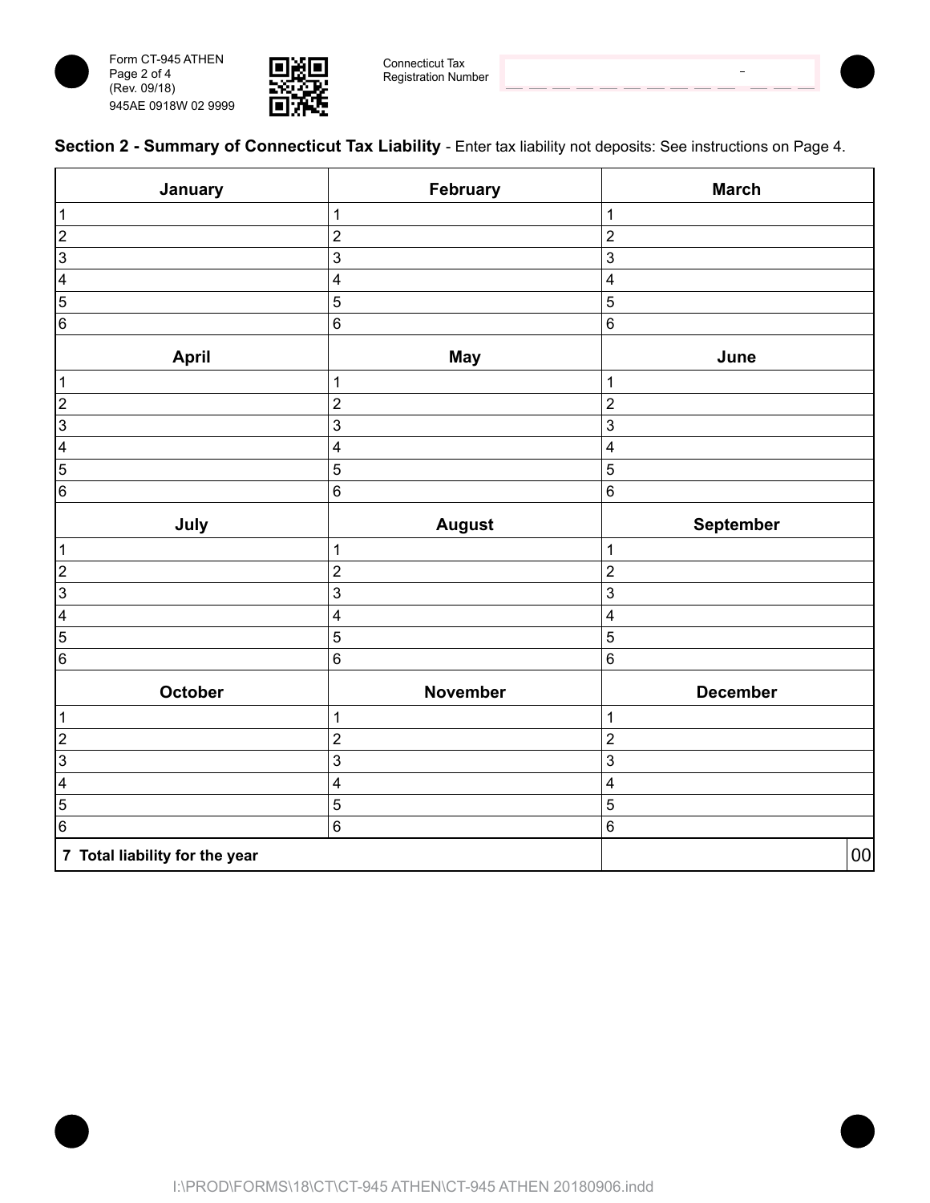Form CT-945 ATHEN
(Rev. 09/18)
945AE 0918W 02 9999

Connecticut Tax Registration Number

**Section 2 - Summary of Connecticut Tax Liability** - Enter tax liability not deposits: See instructions on Page 4.

| January | February | March |
|---|---|---|
| 1 | 1 | 1 |
| 2 | 2 | 2 |
| 3 | 3 | 3 |
| 4 | 4 | 4 |
| 5 | 5 | 5 |
| 6 | 6 | 6 |
| **April** | **May** | **June** |
| 1 | 1 | 1 |
| 2 | 2 | 2 |
| 3 | 3 | 3 |
| 4 | 4 | 4 |
| 5 | 5 | 5 |
| 6 | 6 | 6 |
| **July** | **August** | **September** |
| 1 | 1 | 1 |
| 2 | 2 | 2 |
| 3 | 3 | 3 |
| 4 | 4 | 4 |
| 5 | 5 | 5 |
| 6 | 6 | 6 |
| **October** | **November** | **December** |
| 1 | 1 | 1 |
| 2 | 2 | 2 |
| 3 | 3 | 3 |
| 4 | 4 | 4 |
| 5 | 5 | 5 |
| 6 | 6 | 6 |
| **7 Total liability for the year** | | 00 |

I:\PROD\FORMS\18\CT\CT-945 ATHEN\CT-945 ATHEN 20180906.indd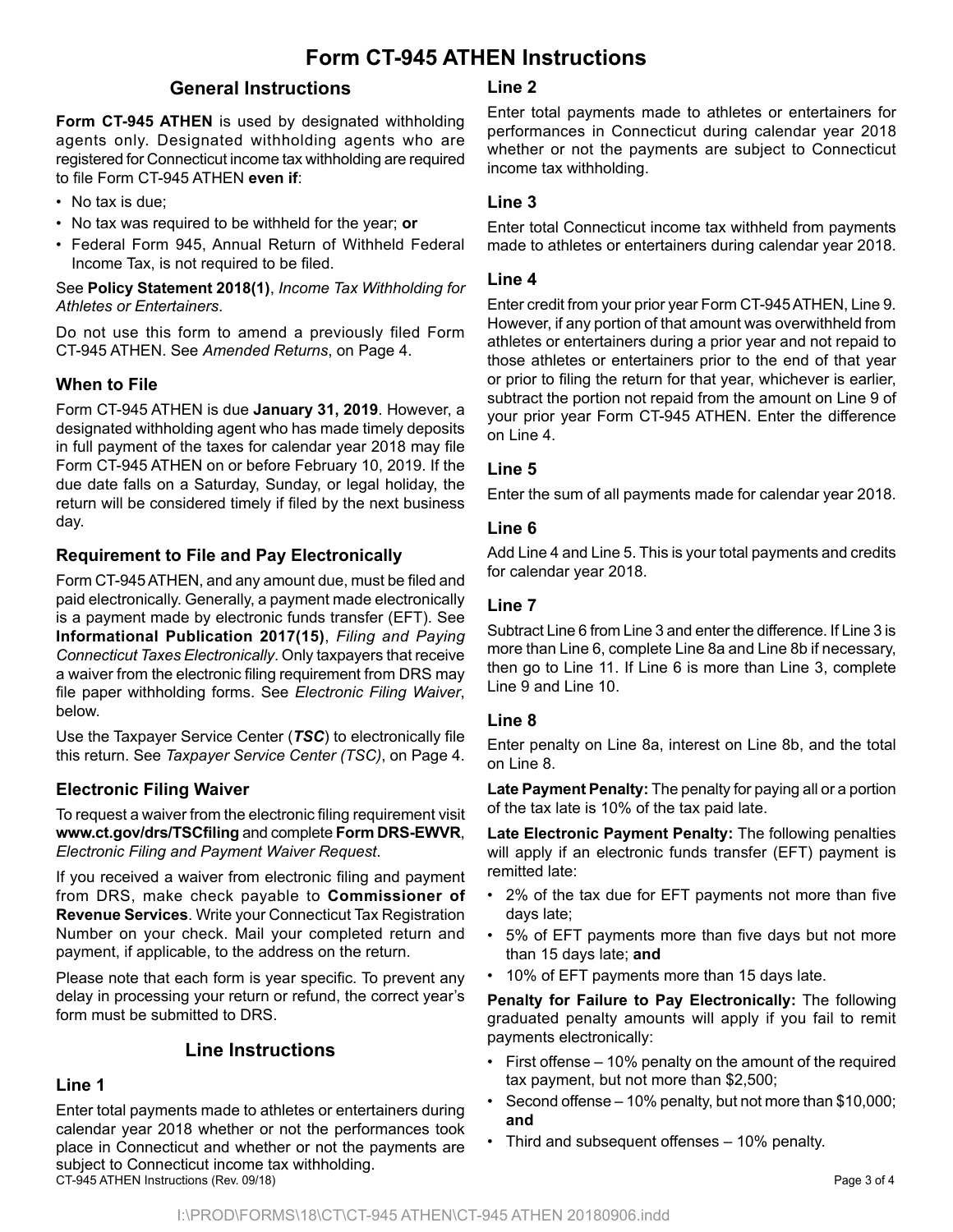# Form CT-945 ATHEN Instructions

## General Instructions

**Form CT-945 ATHEN** is used by designated withholding agents only. Designated withholding agents who are registered for Connecticut income tax withholding are required to file Form CT-945 ATHEN **even if**:

- No tax is due;
- No tax was required to be withheld for the year; **or**
- Federal Form 945, Annual Return of Withheld Federal Income Tax, is not required to be filed.

See **Policy Statement 2018(1)**, *Income Tax Withholding for Athletes or Entertainers*.

Do not use this form to amend a previously filed Form CT-945 ATHEN. See *Amended Returns*, on Page 4.

### When to File

Form CT-945 ATHEN is due **January 31, 2019**. However, a designated withholding agent who has made timely deposits in full payment of the taxes for calendar year 2018 may file Form CT-945 ATHEN on or before February 10, 2019. If the due date falls on a Saturday, Sunday, or legal holiday, the return will be considered timely if filed by the next business day.

### Requirement to File and Pay Electronically

Form CT-945 ATHEN, and any amount due, must be filed and paid electronically. Generally, a payment made electronically is a payment made by electronic funds transfer (EFT). See **Informational Publication 2017(15)**, *Filing and Paying Connecticut Taxes Electronically*. Only taxpayers that receive a waiver from the electronic filing requirement from DRS may file paper withholding forms. See *Electronic Filing Waiver*, below.

Use the Taxpayer Service Center (***TSC***) to electronically file this return. See *Taxpayer Service Center (TSC)*, on Page 4.

### Electronic Filing Waiver

To request a waiver from the electronic filing requirement visit **www.ct.gov/drs/TSCfiling** and complete **Form DRS-EWVR**, *Electronic Filing and Payment Waiver Request*.

If you received a waiver from electronic filing and payment from DRS, make check payable to **Commissioner of Revenue Services**. Write your Connecticut Tax Registration Number on your check. Mail your completed return and payment, if applicable, to the address on the return.

Please note that each form is year specific. To prevent any delay in processing your return or refund, the correct year's form must be submitted to DRS.

## Line Instructions

### Line 1

Enter total payments made to athletes or entertainers during calendar year 2018 whether or not the performances took place in Connecticut and whether or not the payments are subject to Connecticut income tax withholding.

### Line 2

Enter total payments made to athletes or entertainers for performances in Connecticut during calendar year 2018 whether or not the payments are subject to Connecticut income tax withholding.

### Line 3

Enter total Connecticut income tax withheld from payments made to athletes or entertainers during calendar year 2018.

### Line 4

Enter credit from your prior year Form CT-945 ATHEN, Line 9. However, if any portion of that amount was overwithheld from athletes or entertainers during a prior year and not repaid to those athletes or entertainers prior to the end of that year or prior to filing the return for that year, whichever is earlier, subtract the portion not repaid from the amount on Line 9 of your prior year Form CT-945 ATHEN. Enter the difference on Line 4.

### Line 5

Enter the sum of all payments made for calendar year 2018.

### Line 6

Add Line 4 and Line 5. This is your total payments and credits for calendar year 2018.

### Line 7

Subtract Line 6 from Line 3 and enter the difference. If Line 3 is more than Line 6, complete Line 8a and Line 8b if necessary, then go to Line 11. If Line 6 is more than Line 3, complete Line 9 and Line 10.

### Line 8

Enter penalty on Line 8a, interest on Line 8b, and the total on Line 8.

**Late Payment Penalty:** The penalty for paying all or a portion of the tax late is 10% of the tax paid late.

**Late Electronic Payment Penalty:** The following penalties will apply if an electronic funds transfer (EFT) payment is remitted late:

- 2% of the tax due for EFT payments not more than five days late;
- 5% of EFT payments more than five days but not more than 15 days late; **and**
- 10% of EFT payments more than 15 days late.

**Penalty for Failure to Pay Electronically:** The following graduated penalty amounts will apply if you fail to remit payments electronically:

- First offense – 10% penalty on the amount of the required tax payment, but not more than $2,500;
- Second offense – 10% penalty, but not more than $10,000; **and**
- Third and subsequent offenses – 10% penalty.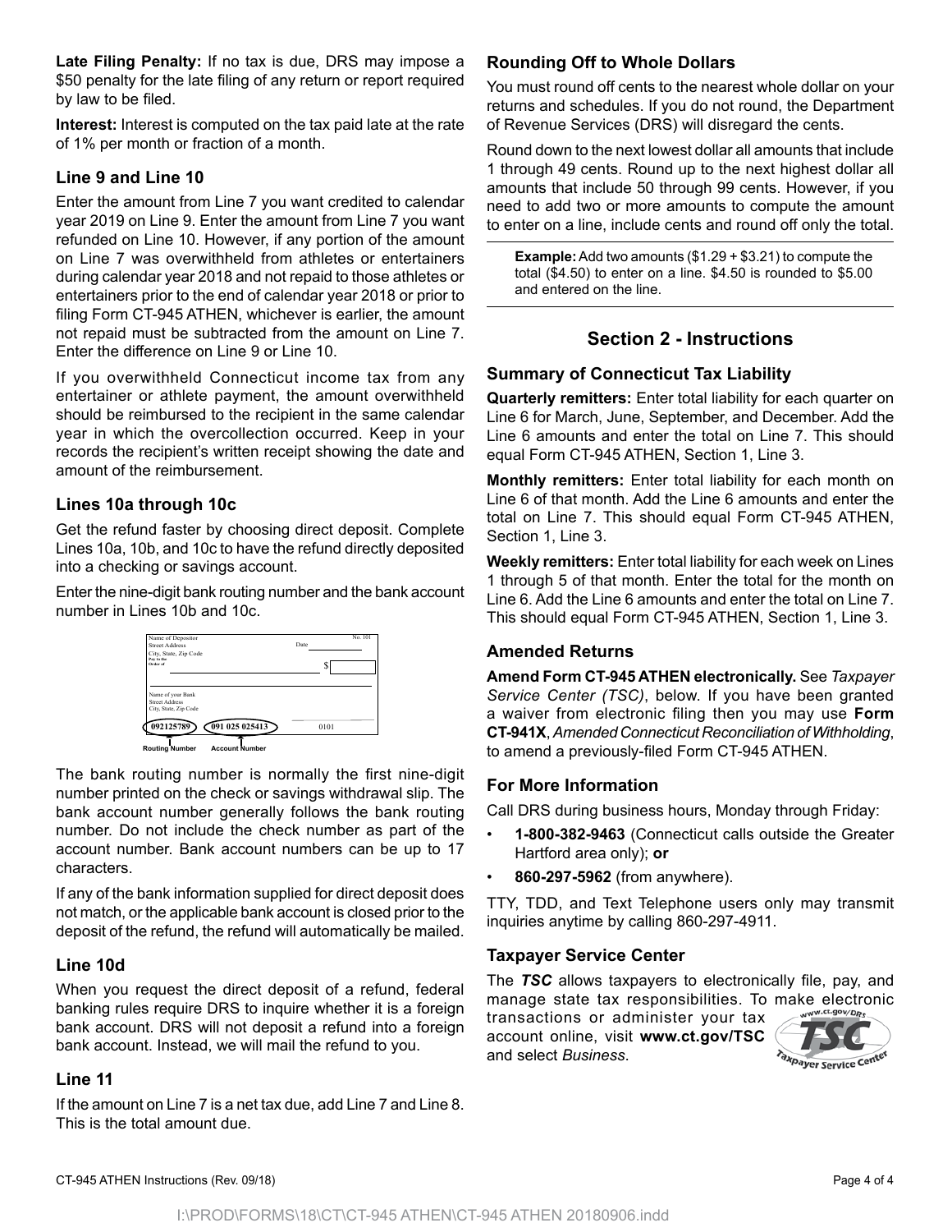**Late Filing Penalty:** If no tax is due, DRS may impose a $50 penalty for the late filing of any return or report required by law to be filed.

**Interest:** Interest is computed on the tax paid late at the rate of 1% per month or fraction of a month.

### Line 9 and Line 10

Enter the amount from Line 7 you want credited to calendar year 2019 on Line 9. Enter the amount from Line 7 you want refunded on Line 10. However, if any portion of the amount on Line 7 was overwithheld from athletes or entertainers during calendar year 2018 and not repaid to those athletes or entertainers prior to the end of calendar year 2018 or prior to filing Form CT-945 ATHEN, whichever is earlier, the amount not repaid must be subtracted from the amount on Line 7. Enter the difference on Line 9 or Line 10.

If you overwithheld Connecticut income tax from any entertainer or athlete payment, the amount overwithheld should be reimbursed to the recipient in the same calendar year in which the overcollection occurred. Keep in your records the recipient's written receipt showing the date and amount of the reimbursement.

### Lines 10a through 10c

Get the refund faster by choosing direct deposit. Complete Lines 10a, 10b, and 10c to have the refund directly deposited into a checking or savings account.

Enter the nine-digit bank routing number and the bank account number in Lines 10b and 10c.

Name of Depositor
Street Address
City, State, Zip Code
Pay to the Order of
Date
No. 101
$
Name of your Bank
Street Address
City, State, Zip Code
092125789
091 025 025413
0101
Routing Number
Account Number

The bank routing number is normally the first nine-digit number printed on the check or savings withdrawal slip. The bank account number generally follows the bank routing number. Do not include the check number as part of the account number. Bank account numbers can be up to 17 characters.

If any of the bank information supplied for direct deposit does not match, or the applicable bank account is closed prior to the deposit of the refund, the refund will automatically be mailed.

### Line 10d

When you request the direct deposit of a refund, federal banking rules require DRS to inquire whether it is a foreign bank account. DRS will not deposit a refund into a foreign bank account. Instead, we will mail the refund to you.

### Line 11

If the amount on Line 7 is a net tax due, add Line 7 and Line 8. This is the total amount due.

### Rounding Off to Whole Dollars

You must round off cents to the nearest whole dollar on your returns and schedules. If you do not round, the Department of Revenue Services (DRS) will disregard the cents.

Round down to the next lowest dollar all amounts that include 1 through 49 cents. Round up to the next highest dollar all amounts that include 50 through 99 cents. However, if you need to add two or more amounts to compute the amount to enter on a line, include cents and round off only the total.

**Example:** Add two amounts ($1.29 + $3.21) to compute the total ($4.50) to enter on a line. $4.50 is rounded to $5.00 and entered on the line.

## Section 2 - Instructions

### Summary of Connecticut Tax Liability

**Quarterly remitters:** Enter total liability for each quarter on Line 6 for March, June, September, and December. Add the Line 6 amounts and enter the total on Line 7. This should equal Form CT-945 ATHEN, Section 1, Line 3.

**Monthly remitters:** Enter total liability for each month on Line 6 of that month. Add the Line 6 amounts and enter the total on Line 7. This should equal Form CT-945 ATHEN, Section 1, Line 3.

**Weekly remitters:** Enter total liability for each week on Lines 1 through 5 of that month. Enter the total for the month on Line 6. Add the Line 6 amounts and enter the total on Line 7. This should equal Form CT-945 ATHEN, Section 1, Line 3.

### Amended Returns

**Amend Form CT-945 ATHEN electronically.** See *Taxpayer Service Center (TSC)*, below. If you have been granted a waiver from electronic filing then you may use **Form CT-941X**, *Amended Connecticut Reconciliation of Withholding*, to amend a previously-filed Form CT-945 ATHEN.

### For More Information

Call DRS during business hours, Monday through Friday:

- **1-800-382-9463** (Connecticut calls outside the Greater Hartford area only); **or**
- **860-297-5962** (from anywhere).

TTY, TDD, and Text Telephone users only may transmit inquiries anytime by calling 860-297-4911.

### Taxpayer Service Center

The ***TSC*** allows taxpayers to electronically file, pay, and manage state tax responsibilities. To make electronic transactions or administer your tax account online, visit **www.ct.gov/TSC** and select *Business*.

CT-945 ATHEN Instructions (Rev. 09/18)